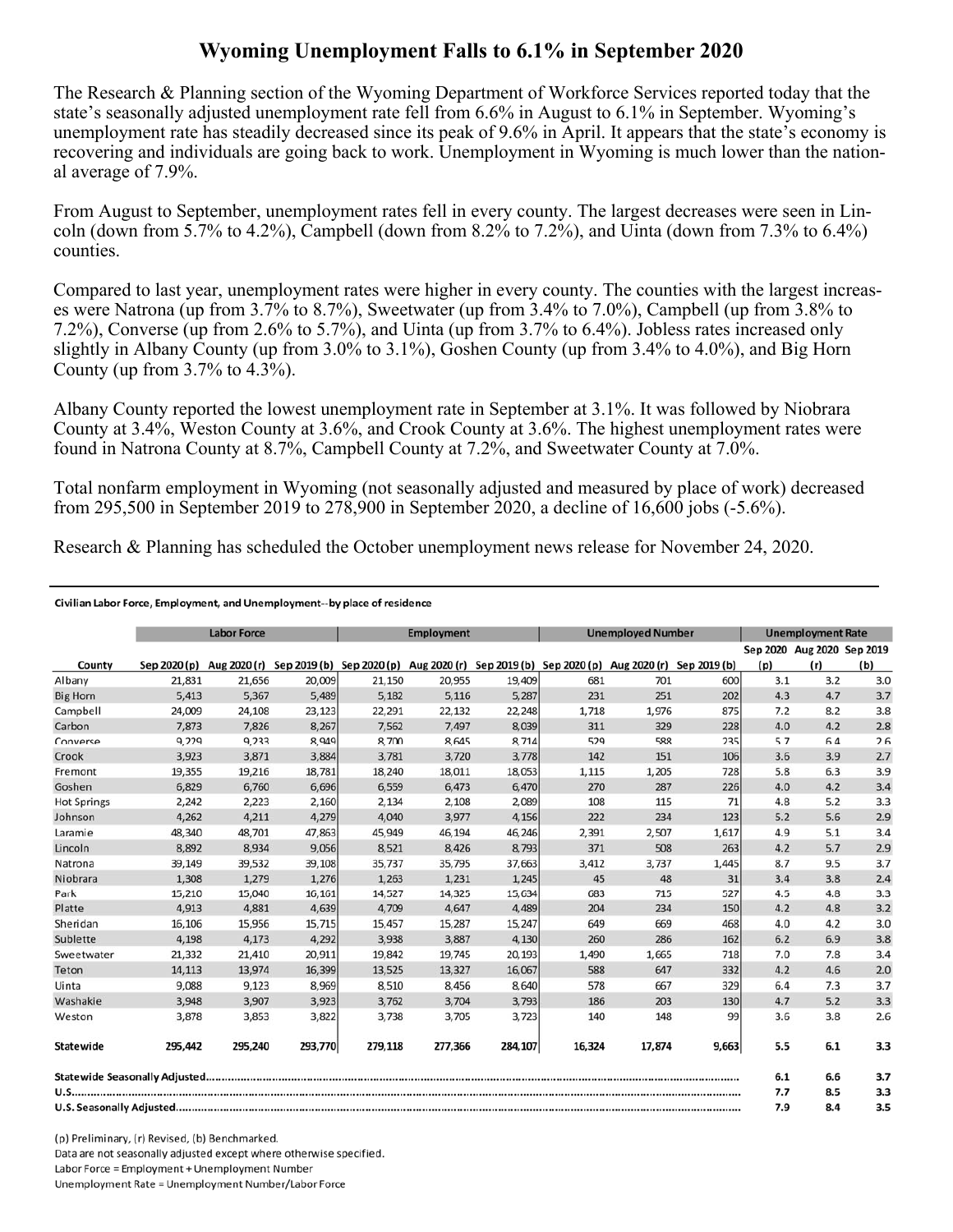# Wyoming Unemployment Falls to 6.1% in September 2020

The Research & Planning section of the Wyoming Department of Workforce Services reported today that the state's seasonally adjusted unemployment rate fell from 6.6% in August to 6.1% in September. Wyoming's unemployment rate has steadily decreased since its peak of 9.6% in April. It appears that the state's economy is recovering and individuals are going back to work. Unemployment in Wyoming is much lower than the national average of 7.9%.

From August to September, unemployment rates fell in every county. The largest decreases were seen in Lincoln (down from 5.7% to 4.2%), Campbell (down from 8.2% to 7.2%), and Uinta (down from 7.3% to 6.4%) counties.

Compared to last year, unemployment rates were higher in every county. The counties with the largest increases were Natrona (up from 3.7% to 8.7%), Sweetwater (up from 3.4% to 7.0%), Campbell (up from 3.8% to 7.2%), Converse (up from 2.6% to 5.7%), and Uinta (up from 3.7% to 6.4%). Jobless rates increased only slightly in Albany County (up from 3.0% to 3.1%), Goshen County (up from 3.4% to 4.0%), and Big Horn County (up from 3.7% to 4.3%).

Albany County reported the lowest unemployment rate in September at 3.1%. It was followed by Niobrara County at 3.4%, Weston County at 3.6%, and Crook County at 3.6%. The highest unemployment rates were found in Natrona County at 8.7%, Campbell County at 7.2%, and Sweetwater County at 7.0%.

Total nonfarm employment in Wyoming (not seasonally adjusted and measured by place of work) decreased from 295,500 in September 2019 to 278,900 in September 2020, a decline of 16,600 jobs (-5.6%).

Research & Planning has scheduled the October unemployment news release for November 24, 2020.

**Civilian Labor Force, Employment, and Unemployment--by place of residence**

| | Labor Force | | | Employment | | | Unemployed Number | | | Unemployment Rate | | |
|---|---|---|---|---|---|---|---|---|---|---|---|---|
| County | Sep 2020 (p) | Aug 2020 (r) | Sep 2019 (b) | Sep 2020 (p) | Aug 2020 (r) | Sep 2019 (b) | Sep 2020 (p) | Aug 2020 (r) | Sep 2019 (b) | Sep 2020 (p) | Aug 2020 (r) | Sep 2019 (b) |
| Albany | 21,831 | 21,656 | 20,009 | 21,150 | 20,955 | 19,409 | 681 | 701 | 600 | 3.1 | 3.2 | 3.0 |
| Big Horn | 5,413 | 5,367 | 5,489 | 5,182 | 5,116 | 5,287 | 231 | 251 | 202 | 4.3 | 4.7 | 3.7 |
| Campbell | 24,009 | 24,108 | 23,123 | 22,291 | 22,132 | 22,248 | 1,718 | 1,976 | 875 | 7.2 | 8.2 | 3.8 |
| Carbon | 7,873 | 7,826 | 8,267 | 7,562 | 7,497 | 8,039 | 311 | 329 | 228 | 4.0 | 4.2 | 2.8 |
| Converse | 9,229 | 9,233 | 8,949 | 8,700 | 8,645 | 8,714 | 529 | 588 | 235 | 5.7 | 6.4 | 2.6 |
| Crook | 3,923 | 3,871 | 3,884 | 3,781 | 3,720 | 3,778 | 142 | 151 | 106 | 3.6 | 3.9 | 2.7 |
| Fremont | 19,355 | 19,216 | 18,781 | 18,240 | 18,011 | 18,053 | 1,115 | 1,205 | 728 | 5.8 | 6.3 | 3.9 |
| Goshen | 6,829 | 6,760 | 6,696 | 6,559 | 6,473 | 6,470 | 270 | 287 | 226 | 4.0 | 4.2 | 3.4 |
| Hot Springs | 2,242 | 2,223 | 2,160 | 2,134 | 2,108 | 2,089 | 108 | 115 | 71 | 4.8 | 5.2 | 3.3 |
| Johnson | 4,262 | 4,211 | 4,279 | 4,040 | 3,977 | 4,156 | 222 | 234 | 123 | 5.2 | 5.6 | 2.9 |
| Laramie | 48,340 | 48,701 | 47,863 | 45,949 | 46,194 | 46,246 | 2,391 | 2,507 | 1,617 | 4.9 | 5.1 | 3.4 |
| Lincoln | 8,892 | 8,934 | 9,056 | 8,521 | 8,426 | 8,793 | 371 | 508 | 263 | 4.2 | 5.7 | 2.9 |
| Natrona | 39,149 | 39,532 | 39,108 | 35,737 | 35,795 | 37,663 | 3,412 | 3,737 | 1,445 | 8.7 | 9.5 | 3.7 |
| Niobrara | 1,308 | 1,279 | 1,276 | 1,263 | 1,231 | 1,245 | 45 | 48 | 31 | 3.4 | 3.8 | 2.4 |
| Park | 15,210 | 15,040 | 16,161 | 14,527 | 14,325 | 15,634 | 683 | 715 | 527 | 4.5 | 4.8 | 3.3 |
| Platte | 4,913 | 4,881 | 4,639 | 4,709 | 4,647 | 4,489 | 204 | 234 | 150 | 4.2 | 4.8 | 3.2 |
| Sheridan | 16,106 | 15,956 | 15,715 | 15,457 | 15,287 | 15,247 | 649 | 669 | 468 | 4.0 | 4.2 | 3.0 |
| Sublette | 4,198 | 4,173 | 4,292 | 3,938 | 3,887 | 4,130 | 260 | 286 | 162 | 6.2 | 6.9 | 3.8 |
| Sweetwater | 21,332 | 21,410 | 20,911 | 19,842 | 19,745 | 20,193 | 1,490 | 1,665 | 718 | 7.0 | 7.8 | 3.4 |
| Teton | 14,113 | 13,974 | 16,399 | 13,525 | 13,327 | 16,067 | 588 | 647 | 332 | 4.2 | 4.6 | 2.0 |
| Uinta | 9,088 | 9,123 | 8,969 | 8,510 | 8,456 | 8,640 | 578 | 667 | 329 | 6.4 | 7.3 | 3.7 |
| Washakie | 3,948 | 3,907 | 3,923 | 3,762 | 3,704 | 3,793 | 186 | 203 | 130 | 4.7 | 5.2 | 3.3 |
| Weston | 3,878 | 3,853 | 3,822 | 3,738 | 3,705 | 3,723 | 140 | 148 | 99 | 3.6 | 3.8 | 2.6 |
| **Statewide** | **295,442** | **295,240** | **293,770** | **279,118** | **277,366** | **284,107** | **16,324** | **17,874** | **9,663** | **5.5** | **6.1** | **3.3** |
| **Statewide Seasonally Adjusted** | | | | | | | | | | **6.1** | **6.6** | **3.7** |
| **U.S.** | | | | | | | | | | **7.7** | **8.5** | **3.3** |
| **U.S. Seasonally Adjusted** | | | | | | | | | | **7.9** | **8.4** | **3.5** |

(p) Preliminary, (r) Revised, (b) Benchmarked.
Data are not seasonally adjusted except where otherwise specified.
Labor Force = Employment + Unemployment Number
Unemployment Rate = Unemployment Number/Labor Force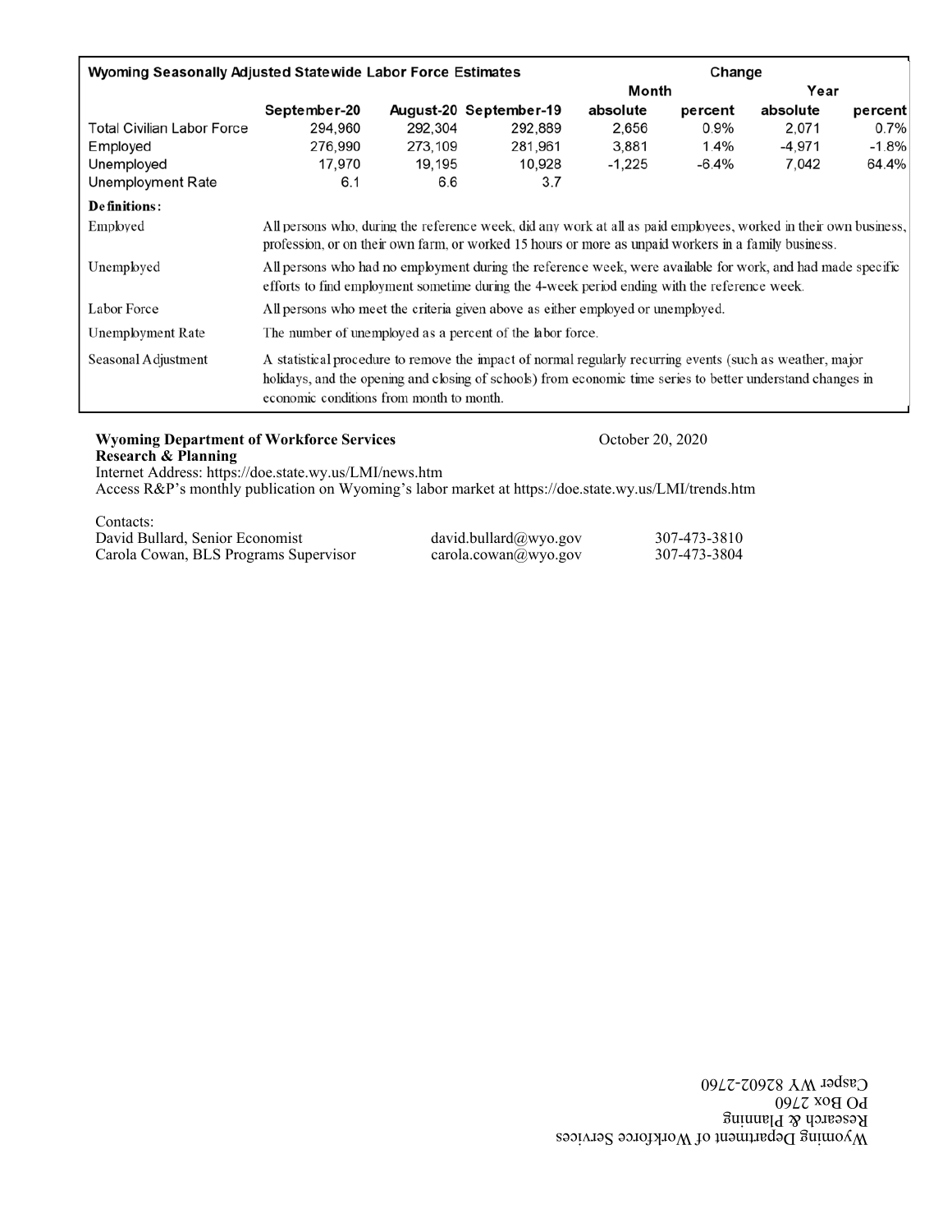| Wyoming Seasonally Adjusted Statewide Labor Force Estimates | | | | Change | | | |
|---|---|---|---|---|---|---|---|
| | | | | Month | | Year | |
| | September-20 | August-20 | September-19 | absolute | percent | absolute | percent |
| Total Civilian Labor Force | 294,960 | 292,304 | 292,889 | 2,656 | 0.9% | 2,071 | 0.7% |
| Employed | 276,990 | 273,109 | 281,961 | 3,881 | 1.4% | -4,971 | -1.8% |
| Unemployed | 17,970 | 19,195 | 10,928 | -1,225 | -6.4% | 7,042 | 64.4% |
| Unemployment Rate | 6.1 | 6.6 | 3.7 | | | | |

**Definitions:**

| | |
|---|---|
| Employed | All persons who, during the reference week, did any work at all as paid employees, worked in their own business, profession, or on their own farm, or worked 15 hours or more as unpaid workers in a family business. |
| Unemployed | All persons who had no employment during the reference week, were available for work, and had made specific efforts to find employment sometime during the 4-week period ending with the reference week. |
| Labor Force | All persons who meet the criteria given above as either employed or unemployed. |
| Unemployment Rate | The number of unemployed as a percent of the labor force. |
| Seasonal Adjustment | A statistical procedure to remove the impact of normal regularly recurring events (such as weather, major holidays, and the opening and closing of schools) from economic time series to better understand changes in economic conditions from month to month. |

**Wyoming Department of Workforce Services**
**Research & Planning**

October 20, 2020

Internet Address: https://doe.state.wy.us/LMI/news.htm
Access R&P's monthly publication on Wyoming's labor market at https://doe.state.wy.us/LMI/trends.htm

Contacts:

| | | |
|---|---|---|
| David Bullard, Senior Economist | david.bullard@wyo.gov | 307-473-3810 |
| Carola Cowan, BLS Programs Supervisor | carola.cowan@wyo.gov | 307-473-3804 |

Wyoming Department of Workforce Services
Research & Planning
PO Box 2760
Casper WY 82602-2760